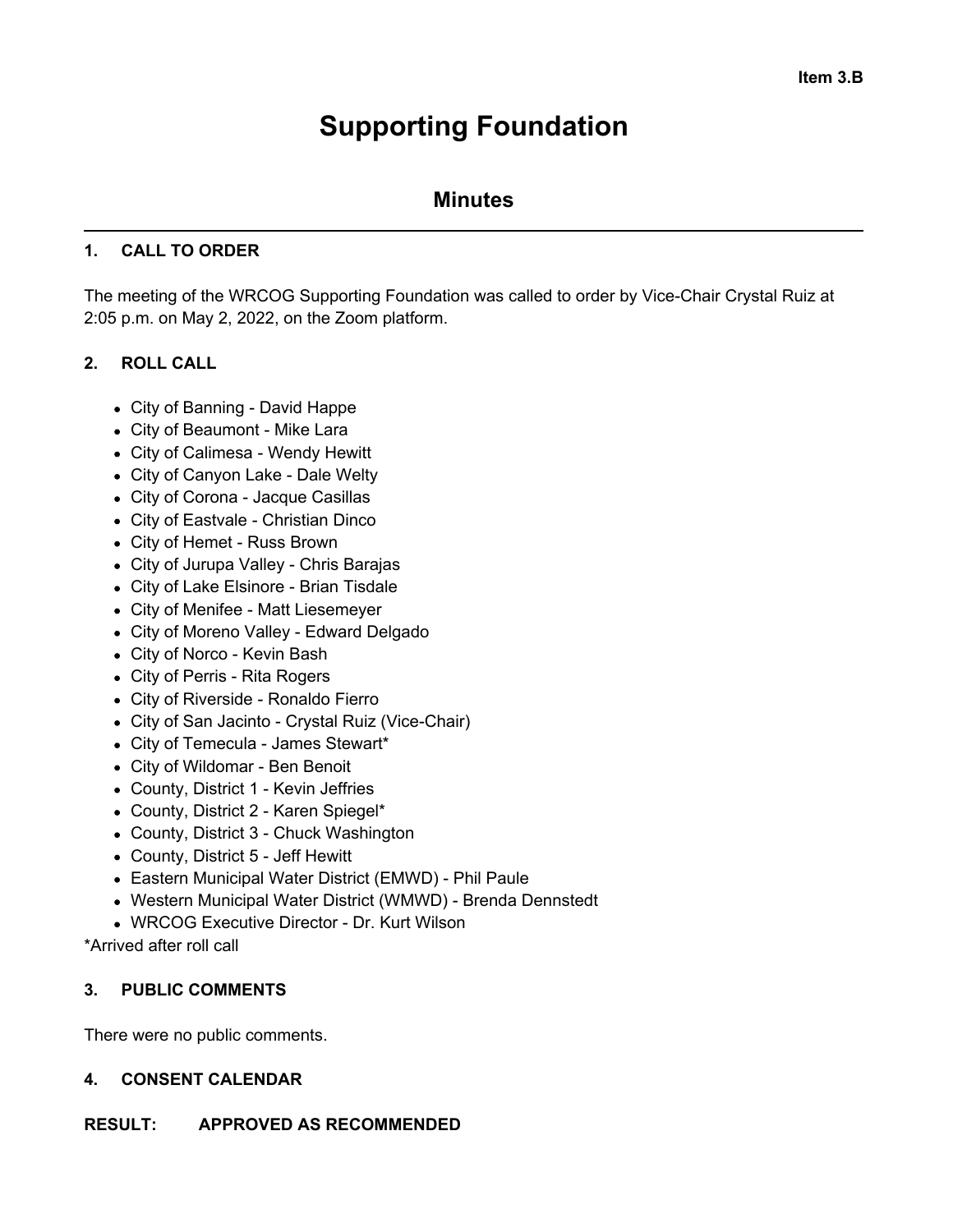**Item 3.B**

# Supporting Foundation

## Minutes

### 1. CALL TO ORDER

The meeting of the WRCOG Supporting Foundation was called to order by Vice-Chair Crystal Ruiz at 2:05 p.m. on May 2, 2022, on the Zoom platform.

### 2. ROLL CALL

- City of Banning - David Happe
- City of Beaumont - Mike Lara
- City of Calimesa - Wendy Hewitt
- City of Canyon Lake - Dale Welty
- City of Corona - Jacque Casillas
- City of Eastvale - Christian Dinco
- City of Hemet - Russ Brown
- City of Jurupa Valley - Chris Barajas
- City of Lake Elsinore - Brian Tisdale
- City of Menifee - Matt Liesemeyer
- City of Moreno Valley - Edward Delgado
- City of Norco - Kevin Bash
- City of Perris - Rita Rogers
- City of Riverside - Ronaldo Fierro
- City of San Jacinto - Crystal Ruiz (Vice-Chair)
- City of Temecula - James Stewart*
- City of Wildomar - Ben Benoit
- County, District 1 - Kevin Jeffries
- County, District 2 - Karen Spiegel*
- County, District 3 - Chuck Washington
- County, District 5 - Jeff Hewitt
- Eastern Municipal Water District (EMWD) - Phil Paule
- Western Municipal Water District (WMWD) - Brenda Dennstedt
- WRCOG Executive Director - Dr. Kurt Wilson

*Arrived after roll call

### 3. PUBLIC COMMENTS

There were no public comments.

### 4. CONSENT CALENDAR

**RESULT: APPROVED AS RECOMMENDED**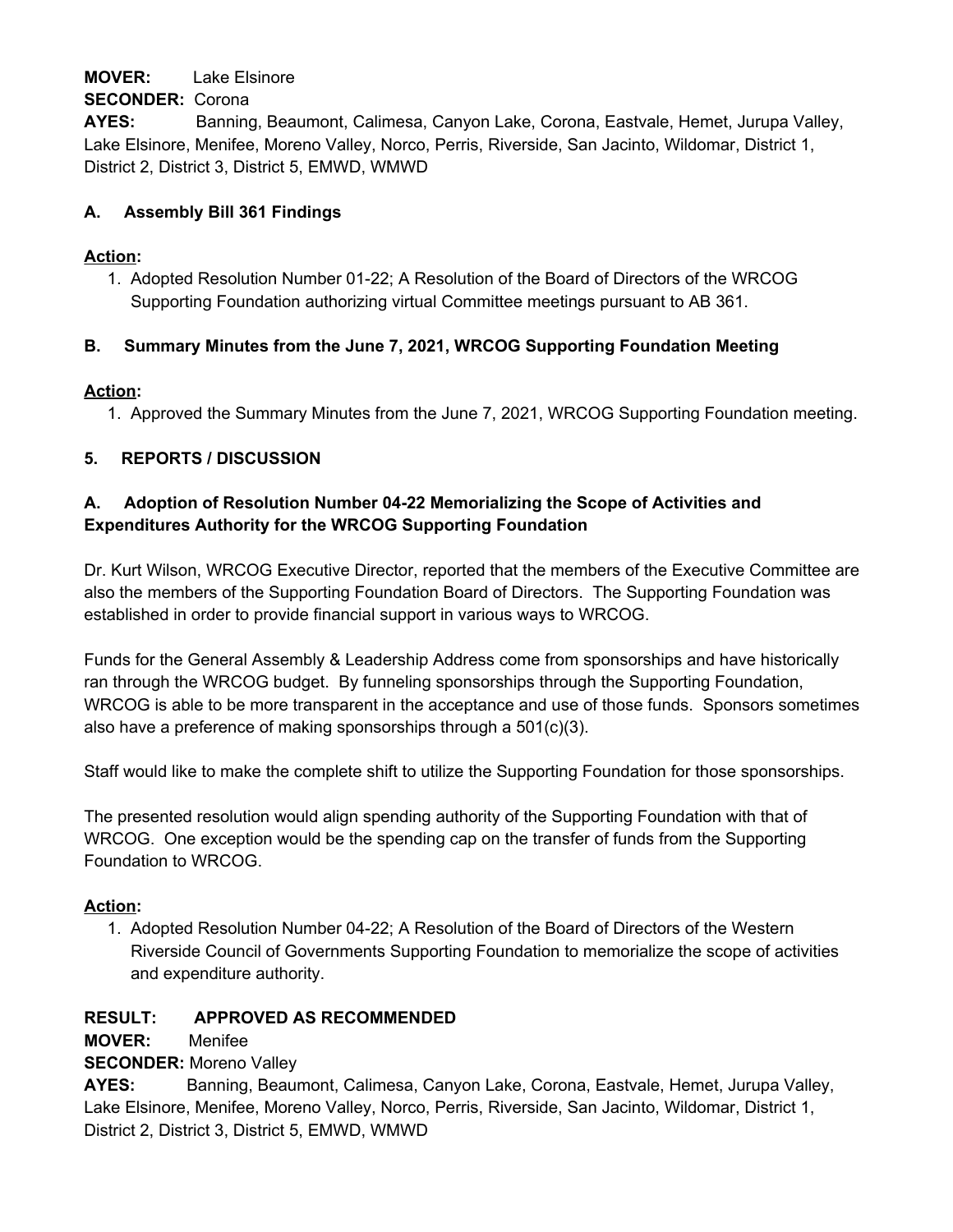**MOVER:** Lake Elsinore
**SECONDER:** Corona
**AYES:** Banning, Beaumont, Calimesa, Canyon Lake, Corona, Eastvale, Hemet, Jurupa Valley, Lake Elsinore, Menifee, Moreno Valley, Norco, Perris, Riverside, San Jacinto, Wildomar, District 1, District 2, District 3, District 5, EMWD, WMWD

### A. Assembly Bill 361 Findings

**Action:**

1. Adopted Resolution Number 01-22; A Resolution of the Board of Directors of the WRCOG Supporting Foundation authorizing virtual Committee meetings pursuant to AB 361.

### B. Summary Minutes from the June 7, 2021, WRCOG Supporting Foundation Meeting

**Action:**

1. Approved the Summary Minutes from the June 7, 2021, WRCOG Supporting Foundation meeting.

## 5. REPORTS / DISCUSSION

### A. Adoption of Resolution Number 04-22 Memorializing the Scope of Activities and Expenditures Authority for the WRCOG Supporting Foundation

Dr. Kurt Wilson, WRCOG Executive Director, reported that the members of the Executive Committee are also the members of the Supporting Foundation Board of Directors. The Supporting Foundation was established in order to provide financial support in various ways to WRCOG.

Funds for the General Assembly & Leadership Address come from sponsorships and have historically ran through the WRCOG budget. By funneling sponsorships through the Supporting Foundation, WRCOG is able to be more transparent in the acceptance and use of those funds. Sponsors sometimes also have a preference of making sponsorships through a 501(c)(3).

Staff would like to make the complete shift to utilize the Supporting Foundation for those sponsorships.

The presented resolution would align spending authority of the Supporting Foundation with that of WRCOG. One exception would be the spending cap on the transfer of funds from the Supporting Foundation to WRCOG.

**Action:**

1. Adopted Resolution Number 04-22; A Resolution of the Board of Directors of the Western Riverside Council of Governments Supporting Foundation to memorialize the scope of activities and expenditure authority.

**RESULT: APPROVED AS RECOMMENDED**
**MOVER:** Menifee
**SECONDER:** Moreno Valley
**AYES:** Banning, Beaumont, Calimesa, Canyon Lake, Corona, Eastvale, Hemet, Jurupa Valley, Lake Elsinore, Menifee, Moreno Valley, Norco, Perris, Riverside, San Jacinto, Wildomar, District 1, District 2, District 3, District 5, EMWD, WMWD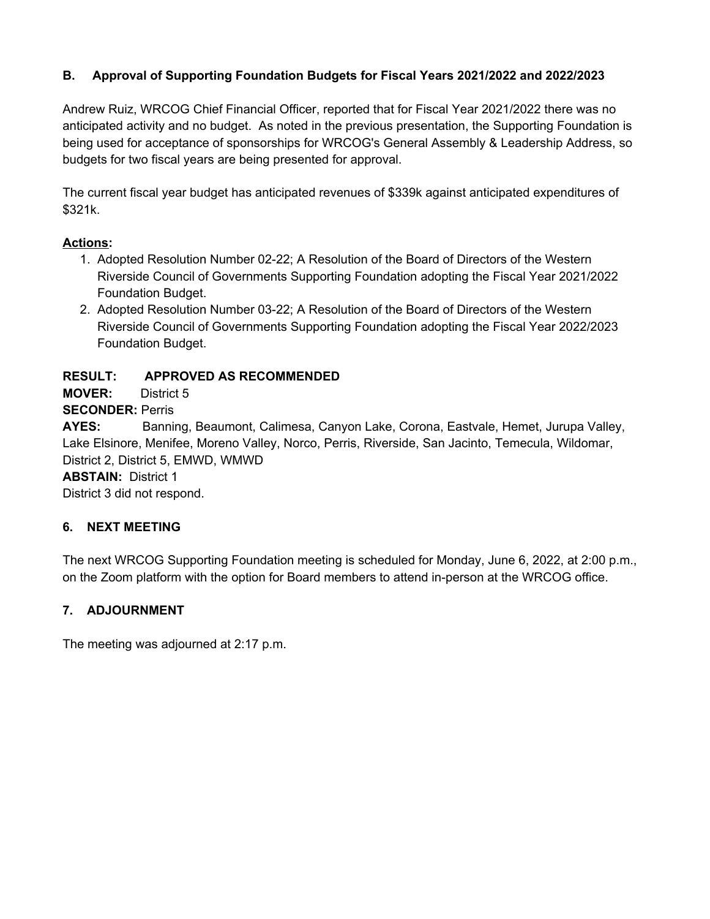### B. Approval of Supporting Foundation Budgets for Fiscal Years 2021/2022 and 2022/2023

Andrew Ruiz, WRCOG Chief Financial Officer, reported that for Fiscal Year 2021/2022 there was no anticipated activity and no budget. As noted in the previous presentation, the Supporting Foundation is being used for acceptance of sponsorships for WRCOG's General Assembly & Leadership Address, so budgets for two fiscal years are being presented for approval.

The current fiscal year budget has anticipated revenues of $339k against anticipated expenditures of $321k.

**Actions:**

1. Adopted Resolution Number 02-22; A Resolution of the Board of Directors of the Western Riverside Council of Governments Supporting Foundation adopting the Fiscal Year 2021/2022 Foundation Budget.
2. Adopted Resolution Number 03-22; A Resolution of the Board of Directors of the Western Riverside Council of Governments Supporting Foundation adopting the Fiscal Year 2022/2023 Foundation Budget.

**RESULT: APPROVED AS RECOMMENDED**
**MOVER:** District 5
**SECONDER:** Perris
**AYES:** Banning, Beaumont, Calimesa, Canyon Lake, Corona, Eastvale, Hemet, Jurupa Valley, Lake Elsinore, Menifee, Moreno Valley, Norco, Perris, Riverside, San Jacinto, Temecula, Wildomar, District 2, District 5, EMWD, WMWD
**ABSTAIN:** District 1
District 3 did not respond.

## 6. NEXT MEETING

The next WRCOG Supporting Foundation meeting is scheduled for Monday, June 6, 2022, at 2:00 p.m., on the Zoom platform with the option for Board members to attend in-person at the WRCOG office.

## 7. ADJOURNMENT

The meeting was adjourned at 2:17 p.m.